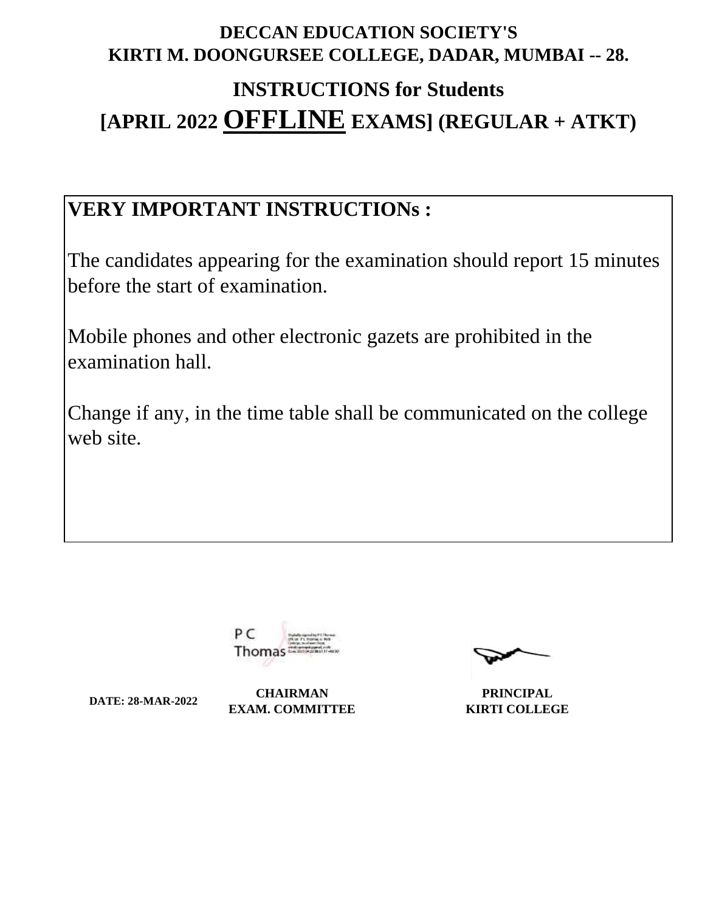**DECCAN EDUCATION SOCIETY'S**
**KIRTI M. DOONGURSEE COLLEGE, DADAR, MUMBAI -- 28.**

# INSTRUCTIONS for Students

# [APRIL 2022 OFFLINE EXAMS] (REGULAR + ATKT)

## VERY IMPORTANT INSTRUCTIONs :

The candidates appearing for the examination should report 15 minutes before the start of examination.

Mobile phones and other electronic gazets are prohibited in the examination hall.

Change if any, in the time table shall be communicated on the college web site.

P C Thomas

**DATE: 28-MAR-2022**

**CHAIRMAN**
**EXAM. COMMITTEE**

**PRINCIPAL**
**KIRTI COLLEGE**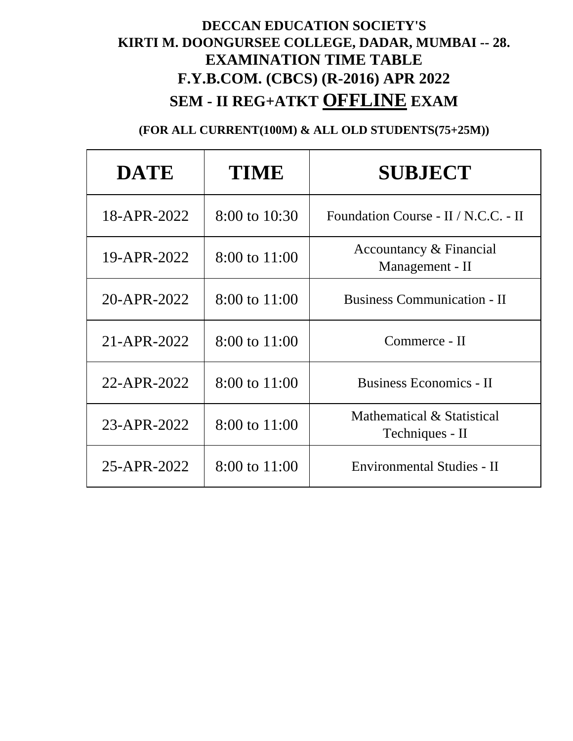**DECCAN EDUCATION SOCIETY'S**

**KIRTI M. DOONGURSEE COLLEGE, DADAR, MUMBAI -- 28.**

## EXAMINATION TIME TABLE

## F.Y.B.COM. (CBCS) (R-2016) APR 2022

## SEM - II REG+ATKT OFFLINE EXAM

**(FOR ALL CURRENT(100M) & ALL OLD STUDENTS(75+25M))**

| DATE | TIME | SUBJECT |
|---|---|---|
| 18-APR-2022 | 8:00 to 10:30 | Foundation Course - II / N.C.C. - II |
| 19-APR-2022 | 8:00 to 11:00 | Accountancy & Financial Management - II |
| 20-APR-2022 | 8:00 to 11:00 | Business Communication - II |
| 21-APR-2022 | 8:00 to 11:00 | Commerce - II |
| 22-APR-2022 | 8:00 to 11:00 | Business Economics - II |
| 23-APR-2022 | 8:00 to 11:00 | Mathematical & Statistical Techniques - II |
| 25-APR-2022 | 8:00 to 11:00 | Environmental Studies - II |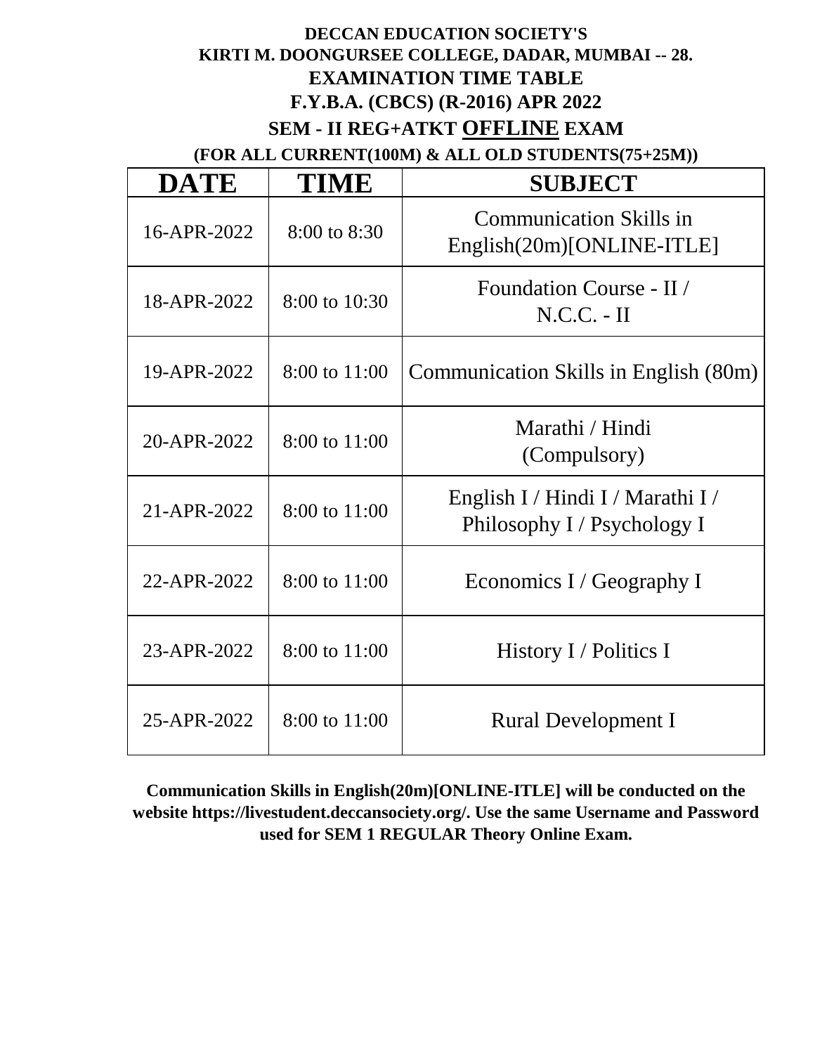**DECCAN EDUCATION SOCIETY'S**

**KIRTI M. DOONGURSEE COLLEGE, DADAR, MUMBAI -- 28.**

**EXAMINATION TIME TABLE**

**F.Y.B.A. (CBCS) (R-2016) APR 2022**

**SEM - II REG+ATKT OFFLINE EXAM**

**(FOR ALL CURRENT(100M) & ALL OLD STUDENTS(75+25M))**

| DATE | TIME | SUBJECT |
|---|---|---|
| 16-APR-2022 | 8:00 to 8:30 | Communication Skills in English(20m)[ONLINE-ITLE] |
| 18-APR-2022 | 8:00 to 10:30 | Foundation Course - II / N.C.C. - II |
| 19-APR-2022 | 8:00 to 11:00 | Communication Skills in English (80m) |
| 20-APR-2022 | 8:00 to 11:00 | Marathi / Hindi (Compulsory) |
| 21-APR-2022 | 8:00 to 11:00 | English I / Hindi I / Marathi I / Philosophy I / Psychology I |
| 22-APR-2022 | 8:00 to 11:00 | Economics I / Geography I |
| 23-APR-2022 | 8:00 to 11:00 | History I / Politics I |
| 25-APR-2022 | 8:00 to 11:00 | Rural Development I |

**Communication Skills in English(20m)[ONLINE-ITLE] will be conducted on the website https://livestudent.deccansociety.org/. Use the same Username and Password used for SEM 1 REGULAR Theory Online Exam.**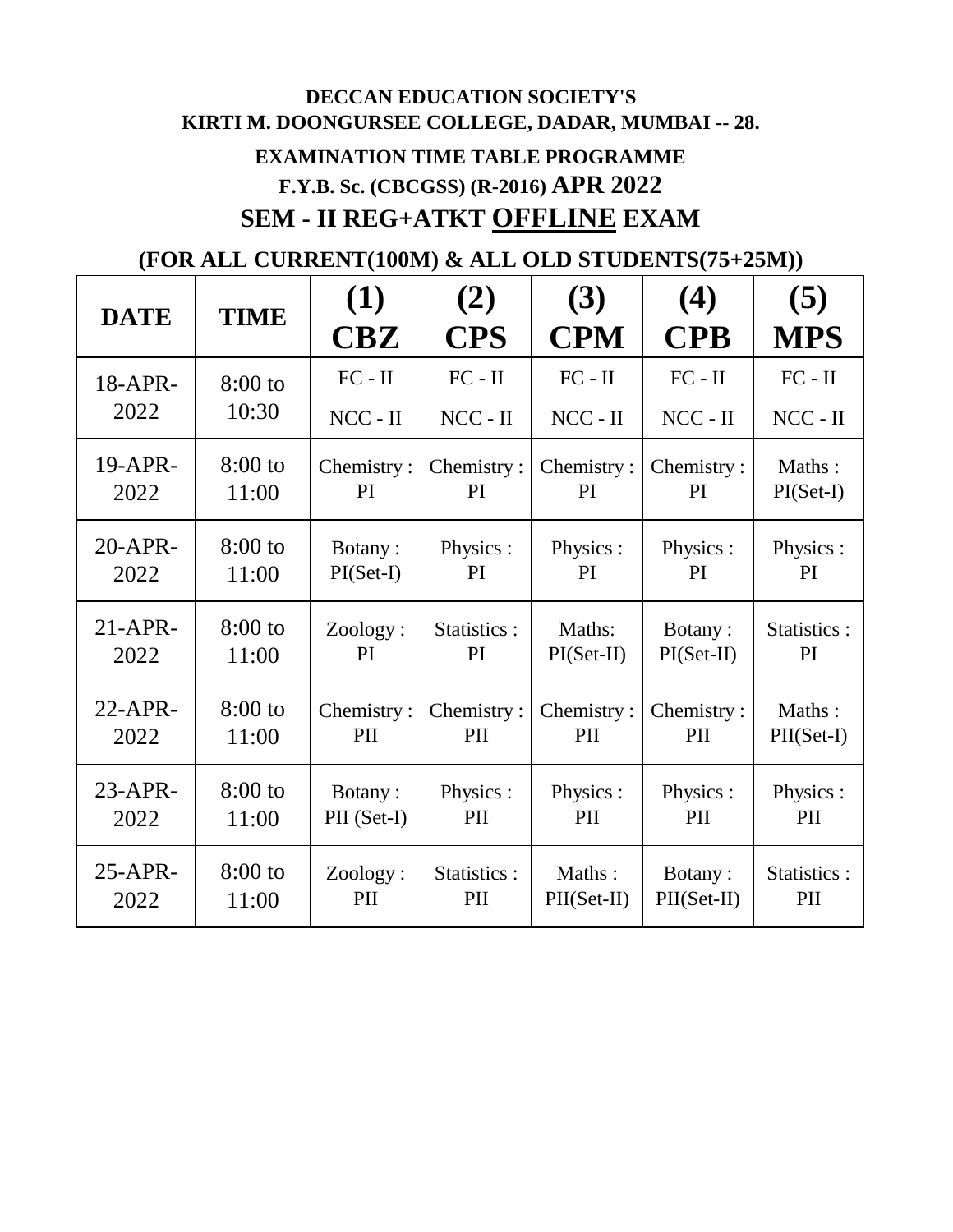**DECCAN EDUCATION SOCIETY'S**
**KIRTI M. DOONGURSEE COLLEGE, DADAR, MUMBAI -- 28.**

**EXAMINATION TIME TABLE PROGRAMME**

**F.Y.B. Sc. (CBCGSS) (R-2016) APR 2022**

## SEM - II REG+ATKT OFFLINE EXAM

**(FOR ALL CURRENT(100M) & ALL OLD STUDENTS(75+25M))**

| DATE | TIME | (1) CBZ | (2) CPS | (3) CPM | (4) CPB | (5) MPS |
|---|---|---|---|---|---|---|
| 18-APR-2022 | 8:00 to 10:30 | FC - II | FC - II | FC - II | FC - II | FC - II |
| | | NCC - II | NCC - II | NCC - II | NCC - II | NCC - II |
| 19-APR-2022 | 8:00 to 11:00 | Chemistry : PI | Chemistry : PI | Chemistry : PI | Chemistry : PI | Maths : PI(Set-I) |
| 20-APR-2022 | 8:00 to 11:00 | Botany : PI(Set-I) | Physics : PI | Physics : PI | Physics : PI | Physics : PI |
| 21-APR-2022 | 8:00 to 11:00 | Zoology : PI | Statistics : PI | Maths: PI(Set-II) | Botany : PI(Set-II) | Statistics : PI |
| 22-APR-2022 | 8:00 to 11:00 | Chemistry : PII | Chemistry : PII | Chemistry : PII | Chemistry : PII | Maths : PII(Set-I) |
| 23-APR-2022 | 8:00 to 11:00 | Botany : PII (Set-I) | Physics : PII | Physics : PII | Physics : PII | Physics : PII |
| 25-APR-2022 | 8:00 to 11:00 | Zoology : PII | Statistics : PII | Maths : PII(Set-II) | Botany : PII(Set-II) | Statistics : PII |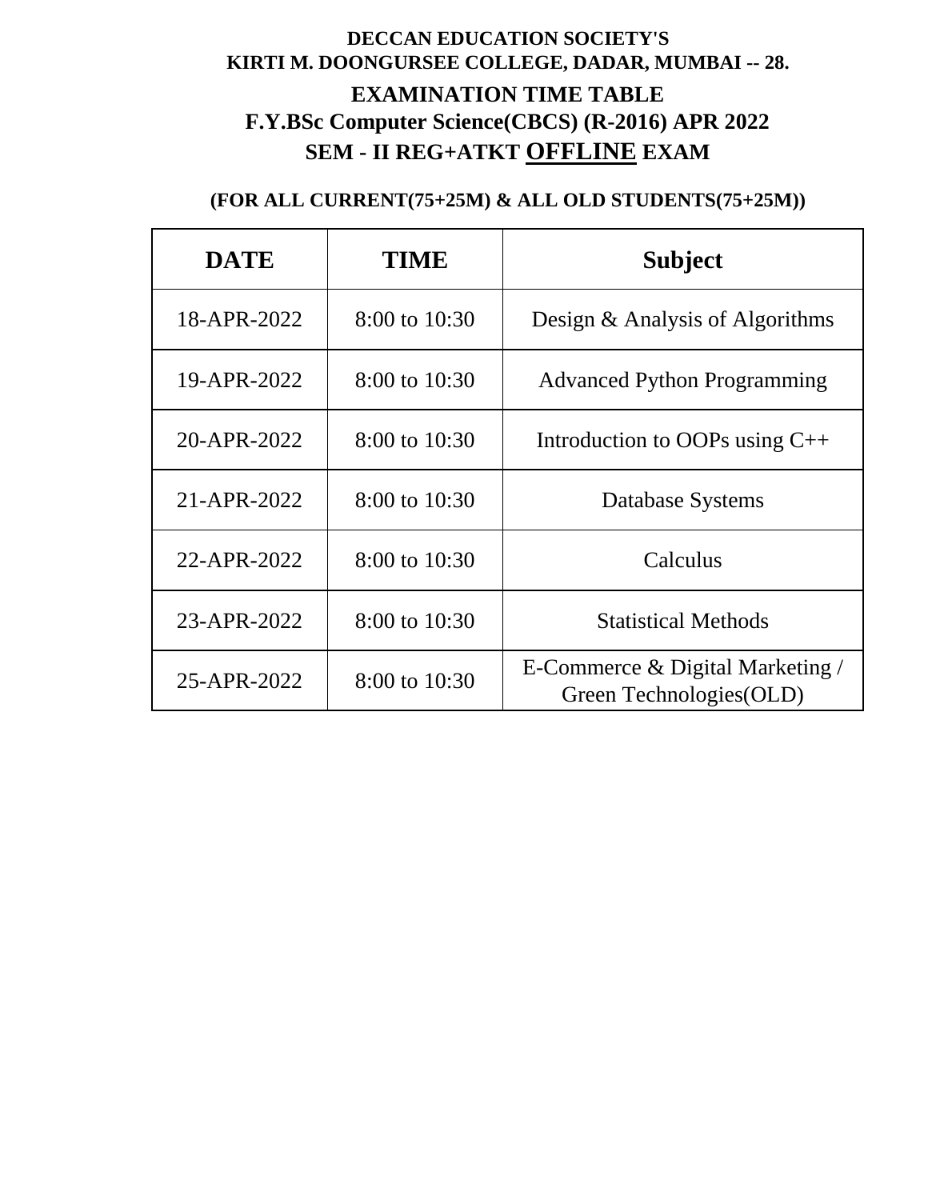**DECCAN EDUCATION SOCIETY'S**
**KIRTI M. DOONGURSEE COLLEGE, DADAR, MUMBAI -- 28.**

## EXAMINATION TIME TABLE

## F.Y.BSc Computer Science(CBCS) (R-2016) APR 2022

## SEM - II REG+ATKT OFFLINE EXAM

**(FOR ALL CURRENT(75+25M) & ALL OLD STUDENTS(75+25M))**

| DATE | TIME | Subject |
|---|---|---|
| 18-APR-2022 | 8:00 to 10:30 | Design & Analysis of Algorithms |
| 19-APR-2022 | 8:00 to 10:30 | Advanced Python Programming |
| 20-APR-2022 | 8:00 to 10:30 | Introduction to OOPs using C++ |
| 21-APR-2022 | 8:00 to 10:30 | Database Systems |
| 22-APR-2022 | 8:00 to 10:30 | Calculus |
| 23-APR-2022 | 8:00 to 10:30 | Statistical Methods |
| 25-APR-2022 | 8:00 to 10:30 | E-Commerce & Digital Marketing / Green Technologies(OLD) |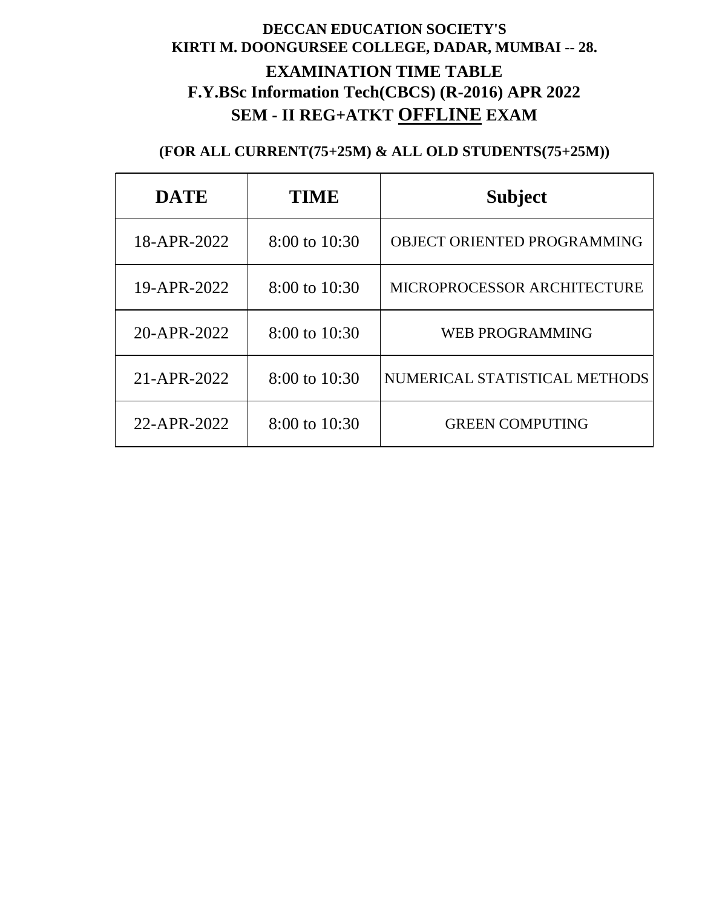**DECCAN EDUCATION SOCIETY'S**

**KIRTI M. DOONGURSEE COLLEGE, DADAR, MUMBAI -- 28.**

## EXAMINATION TIME TABLE

## F.Y.BSc Information Tech(CBCS) (R-2016) APR 2022

## SEM - II REG+ATKT OFFLINE EXAM

**(FOR ALL CURRENT(75+25M) & ALL OLD STUDENTS(75+25M))**

| DATE | TIME | Subject |
|---|---|---|
| 18-APR-2022 | 8:00 to 10:30 | OBJECT ORIENTED PROGRAMMING |
| 19-APR-2022 | 8:00 to 10:30 | MICROPROCESSOR ARCHITECTURE |
| 20-APR-2022 | 8:00 to 10:30 | WEB PROGRAMMING |
| 21-APR-2022 | 8:00 to 10:30 | NUMERICAL STATISTICAL METHODS |
| 22-APR-2022 | 8:00 to 10:30 | GREEN COMPUTING |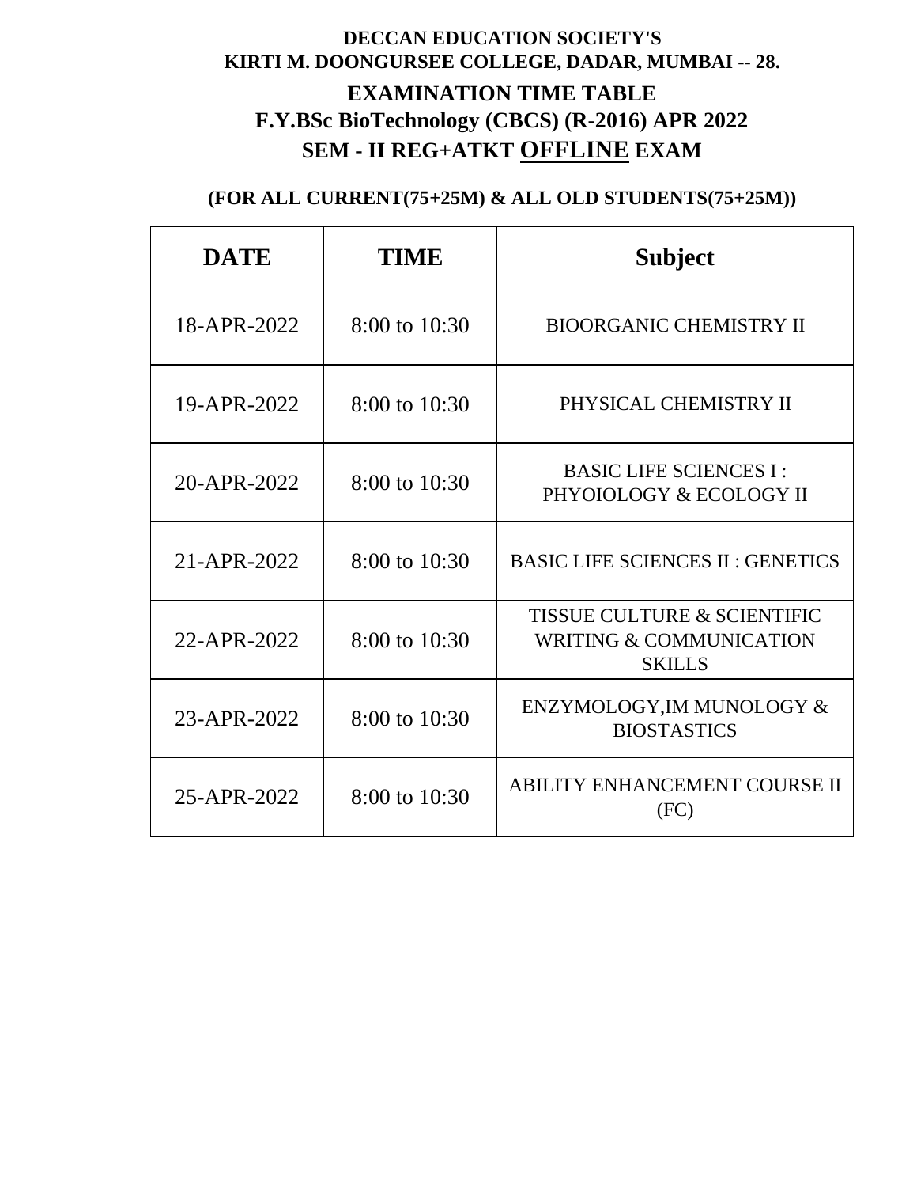**DECCAN EDUCATION SOCIETY'S**
**KIRTI M. DOONGURSEE COLLEGE, DADAR, MUMBAI -- 28.**

## EXAMINATION TIME TABLE
## F.Y.BSc BioTechnology (CBCS) (R-2016) APR 2022
## SEM - II REG+ATKT OFFLINE EXAM

**(FOR ALL CURRENT(75+25M) & ALL OLD STUDENTS(75+25M))**

| DATE | TIME | Subject |
|---|---|---|
| 18-APR-2022 | 8:00 to 10:30 | BIOORGANIC CHEMISTRY II |
| 19-APR-2022 | 8:00 to 10:30 | PHYSICAL CHEMISTRY II |
| 20-APR-2022 | 8:00 to 10:30 | BASIC LIFE SCIENCES I : PHYOIOLOGY & ECOLOGY II |
| 21-APR-2022 | 8:00 to 10:30 | BASIC LIFE SCIENCES II : GENETICS |
| 22-APR-2022 | 8:00 to 10:30 | TISSUE CULTURE & SCIENTIFIC WRITING & COMMUNICATION SKILLS |
| 23-APR-2022 | 8:00 to 10:30 | ENZYMOLOGY,IM MUNOLOGY & BIOSTASTICS |
| 25-APR-2022 | 8:00 to 10:30 | ABILITY ENHANCEMENT COURSE II (FC) |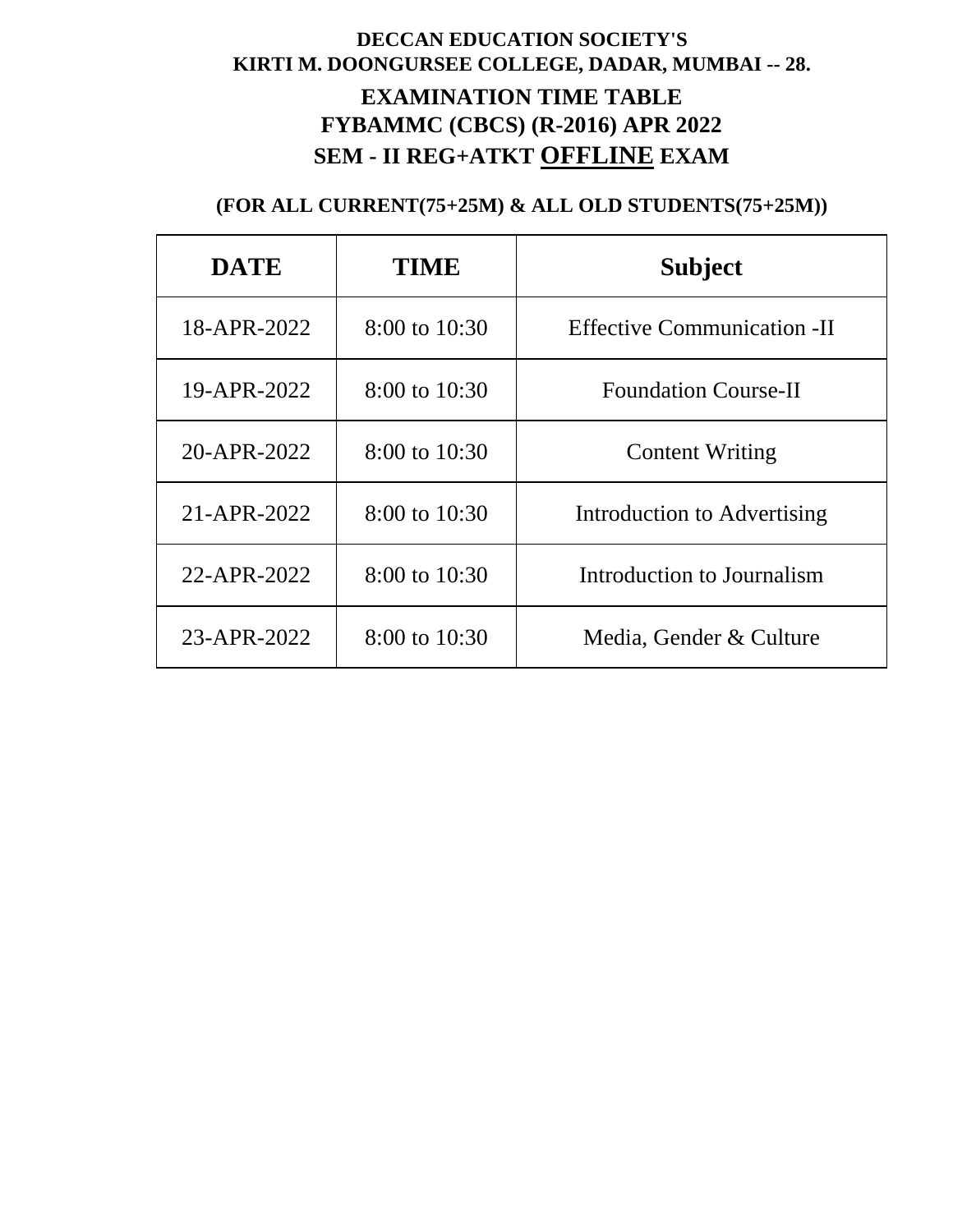**DECCAN EDUCATION SOCIETY'S**
**KIRTI M. DOONGURSEE COLLEGE, DADAR, MUMBAI -- 28.**

# EXAMINATION TIME TABLE
## FYBAMMC (CBCS) (R-2016) APR 2022
## SEM - II REG+ATKT OFFLINE EXAM

**(FOR ALL CURRENT(75+25M) & ALL OLD STUDENTS(75+25M))**

| DATE | TIME | Subject |
|---|---|---|
| 18-APR-2022 | 8:00 to 10:30 | Effective Communication -II |
| 19-APR-2022 | 8:00 to 10:30 | Foundation Course-II |
| 20-APR-2022 | 8:00 to 10:30 | Content Writing |
| 21-APR-2022 | 8:00 to 10:30 | Introduction to Advertising |
| 22-APR-2022 | 8:00 to 10:30 | Introduction to Journalism |
| 23-APR-2022 | 8:00 to 10:30 | Media, Gender & Culture |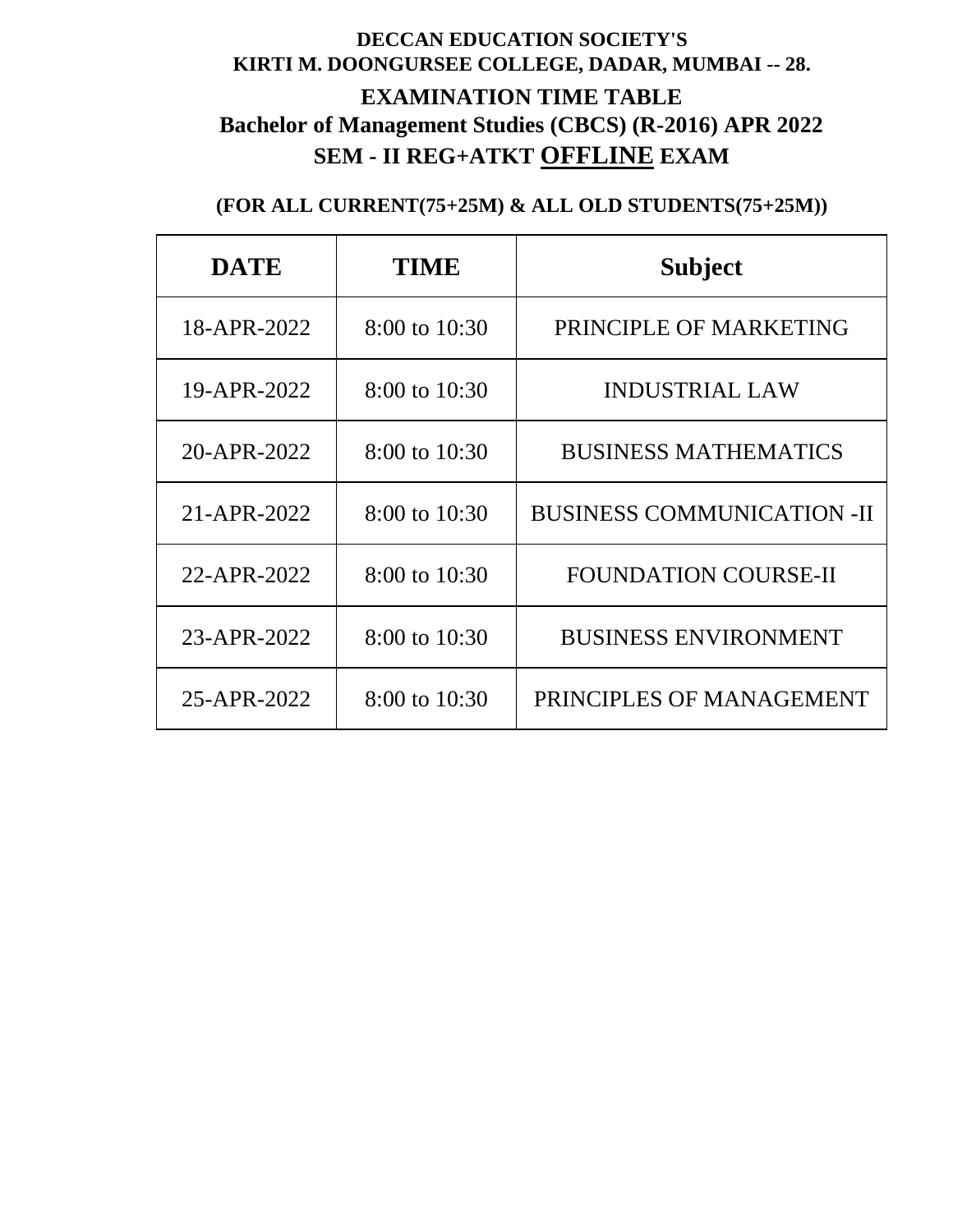**DECCAN EDUCATION SOCIETY'S**
**KIRTI M. DOONGURSEE COLLEGE, DADAR, MUMBAI -- 28.**

# EXAMINATION TIME TABLE

## Bachelor of Management Studies (CBCS) (R-2016) APR 2022

## SEM - II REG+ATKT OFFLINE EXAM

**(FOR ALL CURRENT(75+25M) & ALL OLD STUDENTS(75+25M))**

| DATE | TIME | Subject |
| --- | --- | --- |
| 18-APR-2022 | 8:00 to 10:30 | PRINCIPLE OF MARKETING |
| 19-APR-2022 | 8:00 to 10:30 | INDUSTRIAL LAW |
| 20-APR-2022 | 8:00 to 10:30 | BUSINESS MATHEMATICS |
| 21-APR-2022 | 8:00 to 10:30 | BUSINESS COMMUNICATION -II |
| 22-APR-2022 | 8:00 to 10:30 | FOUNDATION COURSE-II |
| 23-APR-2022 | 8:00 to 10:30 | BUSINESS ENVIRONMENT |
| 25-APR-2022 | 8:00 to 10:30 | PRINCIPLES OF MANAGEMENT |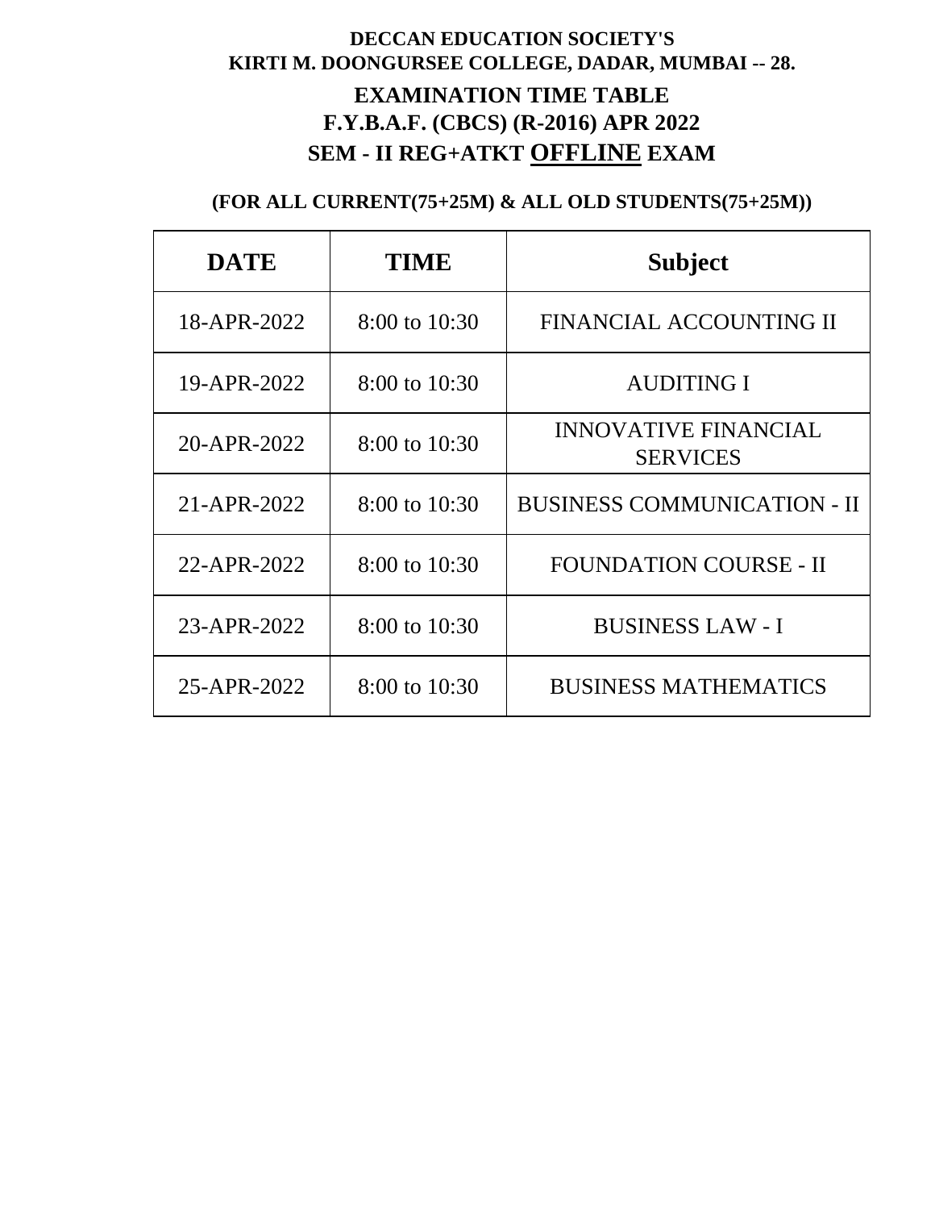**DECCAN EDUCATION SOCIETY'S**
**KIRTI M. DOONGURSEE COLLEGE, DADAR, MUMBAI -- 28.**

## EXAMINATION TIME TABLE
## F.Y.B.A.F. (CBCS) (R-2016) APR 2022
## SEM - II REG+ATKT OFFLINE EXAM

**(FOR ALL CURRENT(75+25M) & ALL OLD STUDENTS(75+25M))**

| DATE | TIME | Subject |
|---|---|---|
| 18-APR-2022 | 8:00 to 10:30 | FINANCIAL ACCOUNTING II |
| 19-APR-2022 | 8:00 to 10:30 | AUDITING I |
| 20-APR-2022 | 8:00 to 10:30 | INNOVATIVE FINANCIAL SERVICES |
| 21-APR-2022 | 8:00 to 10:30 | BUSINESS COMMUNICATION - II |
| 22-APR-2022 | 8:00 to 10:30 | FOUNDATION COURSE - II |
| 23-APR-2022 | 8:00 to 10:30 | BUSINESS LAW - I |
| 25-APR-2022 | 8:00 to 10:30 | BUSINESS MATHEMATICS |